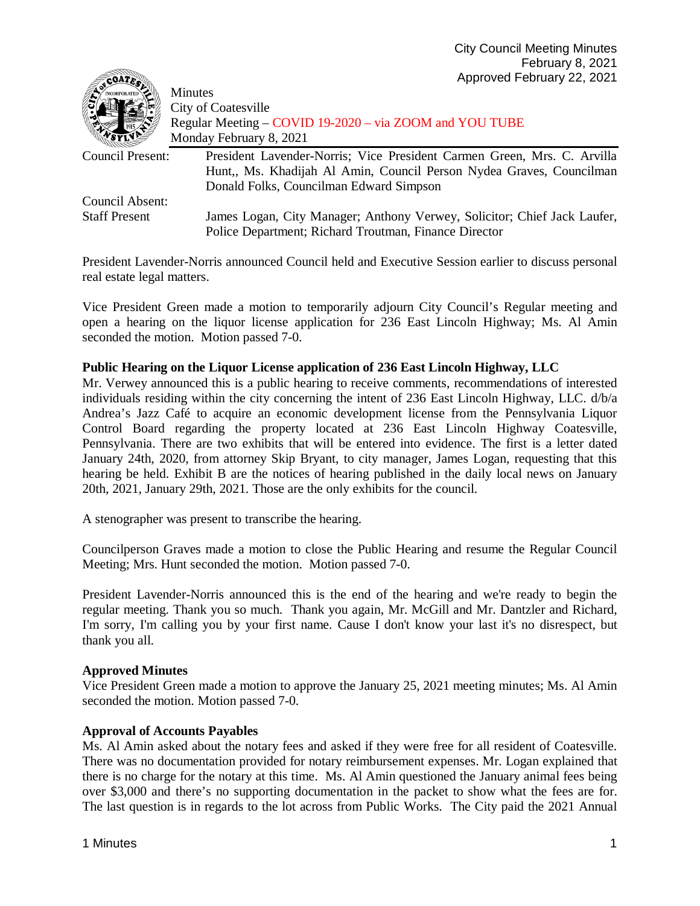City Council Meeting Minutes
February 8, 2021
Approved February 22, 2021

Minutes
City of Coatesville
Regular Meeting – COVID 19-2020 – via ZOOM and YOU TUBE
Monday February 8, 2021

| | |
|---|---|
| Council Present: | President Lavender-Norris; Vice President Carmen Green, Mrs. C. Arvilla Hunt,, Ms. Khadijah Al Amin, Council Person Nydea Graves, Councilman Donald Folks, Councilman Edward Simpson |
| Council Absent: | |
| Staff Present | James Logan, City Manager; Anthony Verwey, Solicitor; Chief Jack Laufer, Police Department; Richard Troutman, Finance Director |

President Lavender-Norris announced Council held and Executive Session earlier to discuss personal real estate legal matters.

Vice President Green made a motion to temporarily adjourn City Council's Regular meeting and open a hearing on the liquor license application for 236 East Lincoln Highway; Ms. Al Amin seconded the motion. Motion passed 7-0.

**Public Hearing on the Liquor License application of 236 East Lincoln Highway, LLC**

Mr. Verwey announced this is a public hearing to receive comments, recommendations of interested individuals residing within the city concerning the intent of 236 East Lincoln Highway, LLC. d/b/a Andrea's Jazz Café to acquire an economic development license from the Pennsylvania Liquor Control Board regarding the property located at 236 East Lincoln Highway Coatesville, Pennsylvania. There are two exhibits that will be entered into evidence. The first is a letter dated January 24th, 2020, from attorney Skip Bryant, to city manager, James Logan, requesting that this hearing be held. Exhibit B are the notices of hearing published in the daily local news on January 20th, 2021, January 29th, 2021. Those are the only exhibits for the council.

A stenographer was present to transcribe the hearing.

Councilperson Graves made a motion to close the Public Hearing and resume the Regular Council Meeting; Mrs. Hunt seconded the motion. Motion passed 7-0.

President Lavender-Norris announced this is the end of the hearing and we're ready to begin the regular meeting. Thank you so much. Thank you again, Mr. McGill and Mr. Dantzler and Richard, I'm sorry, I'm calling you by your first name. Cause I don't know your last it's no disrespect, but thank you all.

**Approved Minutes**

Vice President Green made a motion to approve the January 25, 2021 meeting minutes; Ms. Al Amin seconded the motion. Motion passed 7-0.

**Approval of Accounts Payables**

Ms. Al Amin asked about the notary fees and asked if they were free for all resident of Coatesville. There was no documentation provided for notary reimbursement expenses. Mr. Logan explained that there is no charge for the notary at this time. Ms. Al Amin questioned the January animal fees being over $3,000 and there's no supporting documentation in the packet to show what the fees are for. The last question is in regards to the lot across from Public Works. The City paid the 2021 Annual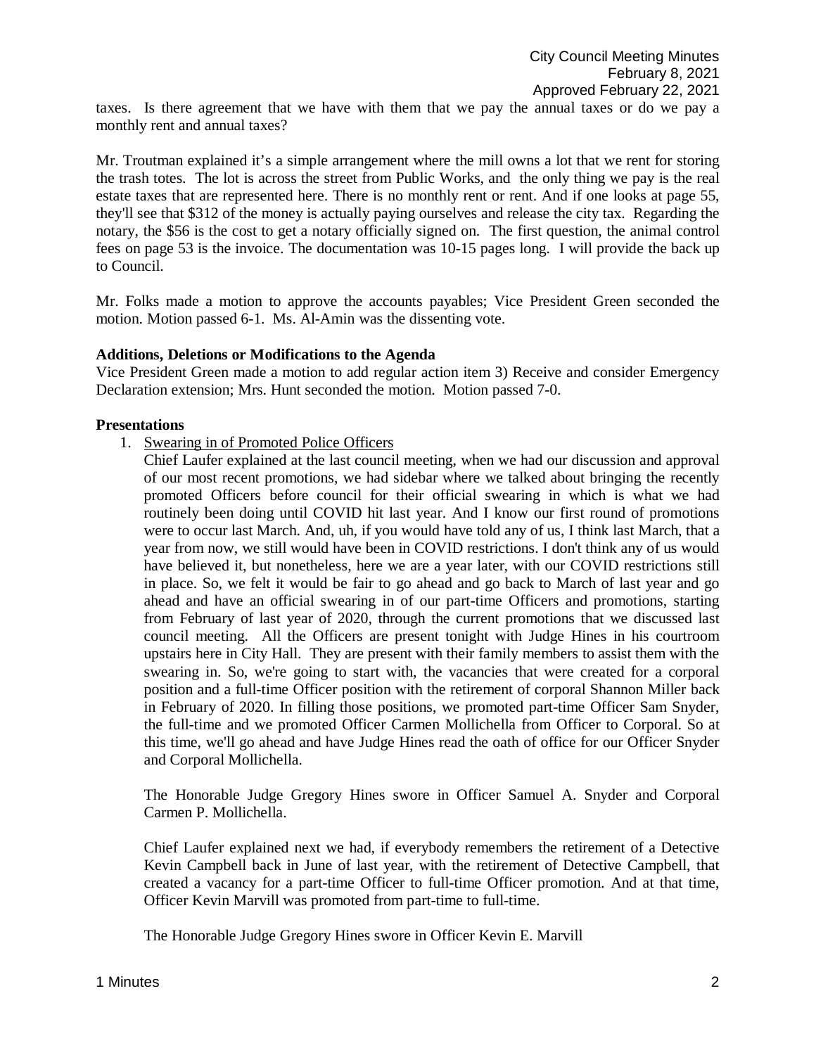taxes. Is there agreement that we have with them that we pay the annual taxes or do we pay a monthly rent and annual taxes?

Mr. Troutman explained it's a simple arrangement where the mill owns a lot that we rent for storing the trash totes. The lot is across the street from Public Works, and the only thing we pay is the real estate taxes that are represented here. There is no monthly rent or rent. And if one looks at page 55, they'll see that $312 of the money is actually paying ourselves and release the city tax. Regarding the notary, the $56 is the cost to get a notary officially signed on. The first question, the animal control fees on page 53 is the invoice. The documentation was 10-15 pages long. I will provide the back up to Council.

Mr. Folks made a motion to approve the accounts payables; Vice President Green seconded the motion. Motion passed 6-1. Ms. Al-Amin was the dissenting vote.

**Additions, Deletions or Modifications to the Agenda**

Vice President Green made a motion to add regular action item 3) Receive and consider Emergency Declaration extension; Mrs. Hunt seconded the motion. Motion passed 7-0.

**Presentations**

1. Swearing in of Promoted Police Officers

   Chief Laufer explained at the last council meeting, when we had our discussion and approval of our most recent promotions, we had sidebar where we talked about bringing the recently promoted Officers before council for their official swearing in which is what we had routinely been doing until COVID hit last year. And I know our first round of promotions were to occur last March. And, uh, if you would have told any of us, I think last March, that a year from now, we still would have been in COVID restrictions. I don't think any of us would have believed it, but nonetheless, here we are a year later, with our COVID restrictions still in place. So, we felt it would be fair to go ahead and go back to March of last year and go ahead and have an official swearing in of our part-time Officers and promotions, starting from February of last year of 2020, through the current promotions that we discussed last council meeting. All the Officers are present tonight with Judge Hines in his courtroom upstairs here in City Hall. They are present with their family members to assist them with the swearing in. So, we're going to start with, the vacancies that were created for a corporal position and a full-time Officer position with the retirement of corporal Shannon Miller back in February of 2020. In filling those positions, we promoted part-time Officer Sam Snyder, the full-time and we promoted Officer Carmen Mollichella from Officer to Corporal. So at this time, we'll go ahead and have Judge Hines read the oath of office for our Officer Snyder and Corporal Mollichella.

   The Honorable Judge Gregory Hines swore in Officer Samuel A. Snyder and Corporal Carmen P. Mollichella.

   Chief Laufer explained next we had, if everybody remembers the retirement of a Detective Kevin Campbell back in June of last year, with the retirement of Detective Campbell, that created a vacancy for a part-time Officer to full-time Officer promotion. And at that time, Officer Kevin Marvill was promoted from part-time to full-time.

   The Honorable Judge Gregory Hines swore in Officer Kevin E. Marvill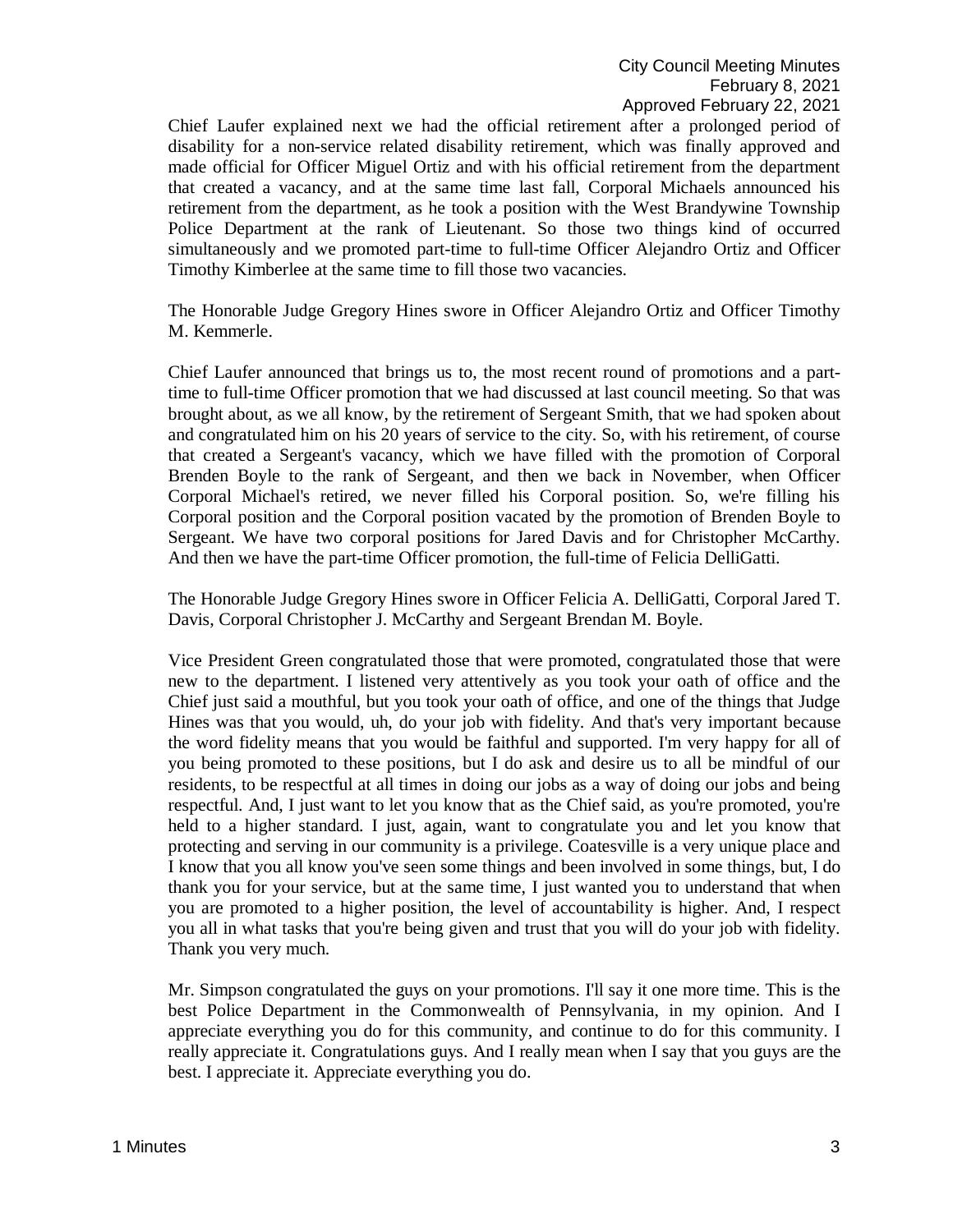Chief Laufer explained next we had the official retirement after a prolonged period of disability for a non-service related disability retirement, which was finally approved and made official for Officer Miguel Ortiz and with his official retirement from the department that created a vacancy, and at the same time last fall, Corporal Michaels announced his retirement from the department, as he took a position with the West Brandywine Township Police Department at the rank of Lieutenant. So those two things kind of occurred simultaneously and we promoted part-time to full-time Officer Alejandro Ortiz and Officer Timothy Kimberlee at the same time to fill those two vacancies.

The Honorable Judge Gregory Hines swore in Officer Alejandro Ortiz and Officer Timothy M. Kemmerle.

Chief Laufer announced that brings us to, the most recent round of promotions and a part-time to full-time Officer promotion that we had discussed at last council meeting. So that was brought about, as we all know, by the retirement of Sergeant Smith, that we had spoken about and congratulated him on his 20 years of service to the city. So, with his retirement, of course that created a Sergeant's vacancy, which we have filled with the promotion of Corporal Brenden Boyle to the rank of Sergeant, and then we back in November, when Officer Corporal Michael's retired, we never filled his Corporal position. So, we're filling his Corporal position and the Corporal position vacated by the promotion of Brenden Boyle to Sergeant. We have two corporal positions for Jared Davis and for Christopher McCarthy. And then we have the part-time Officer promotion, the full-time of Felicia DelliGatti.

The Honorable Judge Gregory Hines swore in Officer Felicia A. DelliGatti, Corporal Jared T. Davis, Corporal Christopher J. McCarthy and Sergeant Brendan M. Boyle.

Vice President Green congratulated those that were promoted, congratulated those that were new to the department. I listened very attentively as you took your oath of office and the Chief just said a mouthful, but you took your oath of office, and one of the things that Judge Hines was that you would, uh, do your job with fidelity. And that's very important because the word fidelity means that you would be faithful and supported. I'm very happy for all of you being promoted to these positions, but I do ask and desire us to all be mindful of our residents, to be respectful at all times in doing our jobs as a way of doing our jobs and being respectful. And, I just want to let you know that as the Chief said, as you're promoted, you're held to a higher standard. I just, again, want to congratulate you and let you know that protecting and serving in our community is a privilege. Coatesville is a very unique place and I know that you all know you've seen some things and been involved in some things, but, I do thank you for your service, but at the same time, I just wanted you to understand that when you are promoted to a higher position, the level of accountability is higher. And, I respect you all in what tasks that you're being given and trust that you will do your job with fidelity. Thank you very much.

Mr. Simpson congratulated the guys on your promotions. I'll say it one more time. This is the best Police Department in the Commonwealth of Pennsylvania, in my opinion. And I appreciate everything you do for this community, and continue to do for this community. I really appreciate it. Congratulations guys. And I really mean when I say that you guys are the best. I appreciate it. Appreciate everything you do.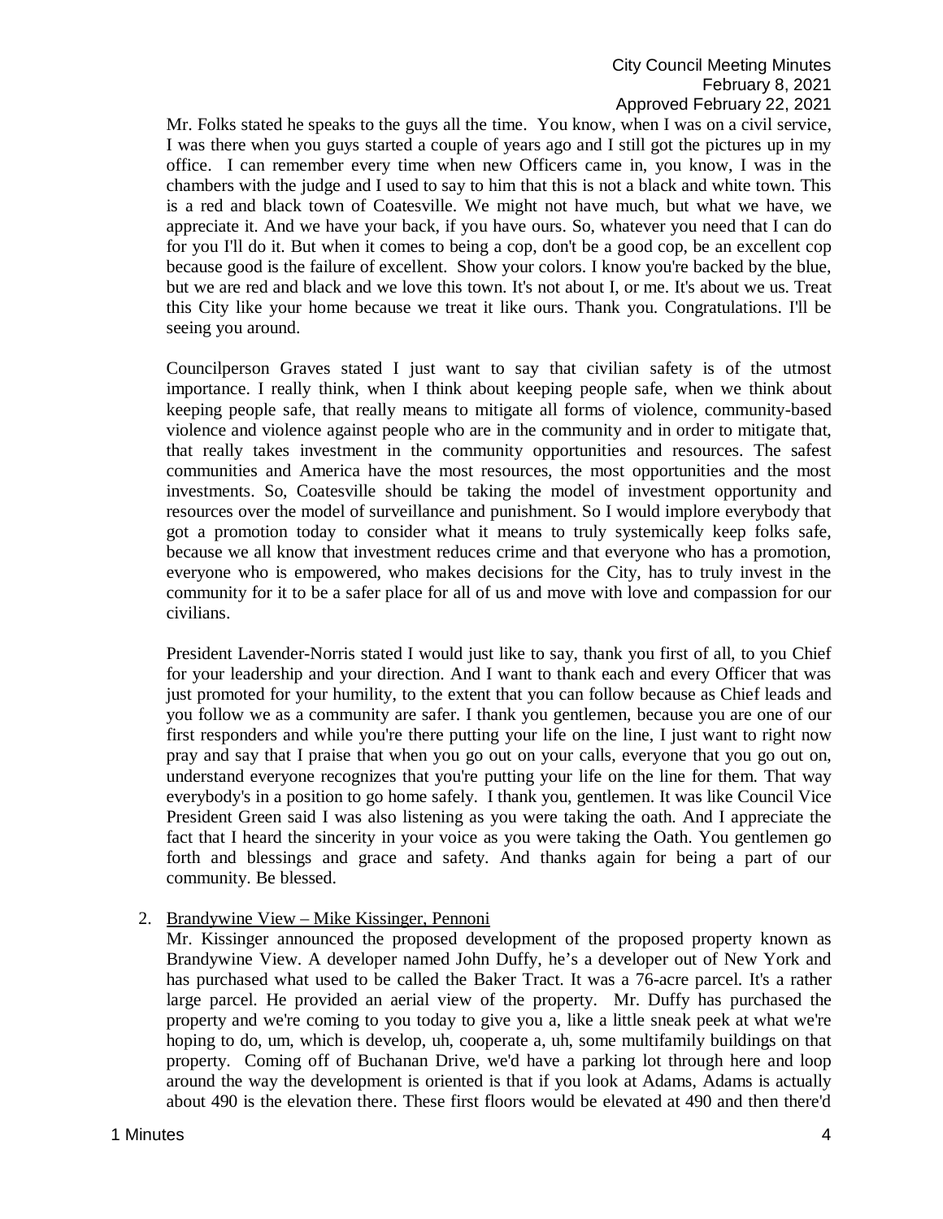Mr. Folks stated he speaks to the guys all the time. You know, when I was on a civil service, I was there when you guys started a couple of years ago and I still got the pictures up in my office. I can remember every time when new Officers came in, you know, I was in the chambers with the judge and I used to say to him that this is not a black and white town. This is a red and black town of Coatesville. We might not have much, but what we have, we appreciate it. And we have your back, if you have ours. So, whatever you need that I can do for you I'll do it. But when it comes to being a cop, don't be a good cop, be an excellent cop because good is the failure of excellent. Show your colors. I know you're backed by the blue, but we are red and black and we love this town. It's not about I, or me. It's about we us. Treat this City like your home because we treat it like ours. Thank you. Congratulations. I'll be seeing you around.

Councilperson Graves stated I just want to say that civilian safety is of the utmost importance. I really think, when I think about keeping people safe, when we think about keeping people safe, that really means to mitigate all forms of violence, community-based violence and violence against people who are in the community and in order to mitigate that, that really takes investment in the community opportunities and resources. The safest communities and America have the most resources, the most opportunities and the most investments. So, Coatesville should be taking the model of investment opportunity and resources over the model of surveillance and punishment. So I would implore everybody that got a promotion today to consider what it means to truly systemically keep folks safe, because we all know that investment reduces crime and that everyone who has a promotion, everyone who is empowered, who makes decisions for the City, has to truly invest in the community for it to be a safer place for all of us and move with love and compassion for our civilians.

President Lavender-Norris stated I would just like to say, thank you first of all, to you Chief for your leadership and your direction. And I want to thank each and every Officer that was just promoted for your humility, to the extent that you can follow because as Chief leads and you follow we as a community are safer. I thank you gentlemen, because you are one of our first responders and while you're there putting your life on the line, I just want to right now pray and say that I praise that when you go out on your calls, everyone that you go out on, understand everyone recognizes that you're putting your life on the line for them. That way everybody's in a position to go home safely. I thank you, gentlemen. It was like Council Vice President Green said I was also listening as you were taking the oath. And I appreciate the fact that I heard the sincerity in your voice as you were taking the Oath. You gentlemen go forth and blessings and grace and safety. And thanks again for being a part of our community. Be blessed.

2. Brandywine View – Mike Kissinger, Pennoni

Mr. Kissinger announced the proposed development of the proposed property known as Brandywine View. A developer named John Duffy, he's a developer out of New York and has purchased what used to be called the Baker Tract. It was a 76-acre parcel. It's a rather large parcel. He provided an aerial view of the property. Mr. Duffy has purchased the property and we're coming to you today to give you a, like a little sneak peek at what we're hoping to do, um, which is develop, uh, cooperate a, uh, some multifamily buildings on that property. Coming off of Buchanan Drive, we'd have a parking lot through here and loop around the way the development is oriented is that if you look at Adams, Adams is actually about 490 is the elevation there. These first floors would be elevated at 490 and then there'd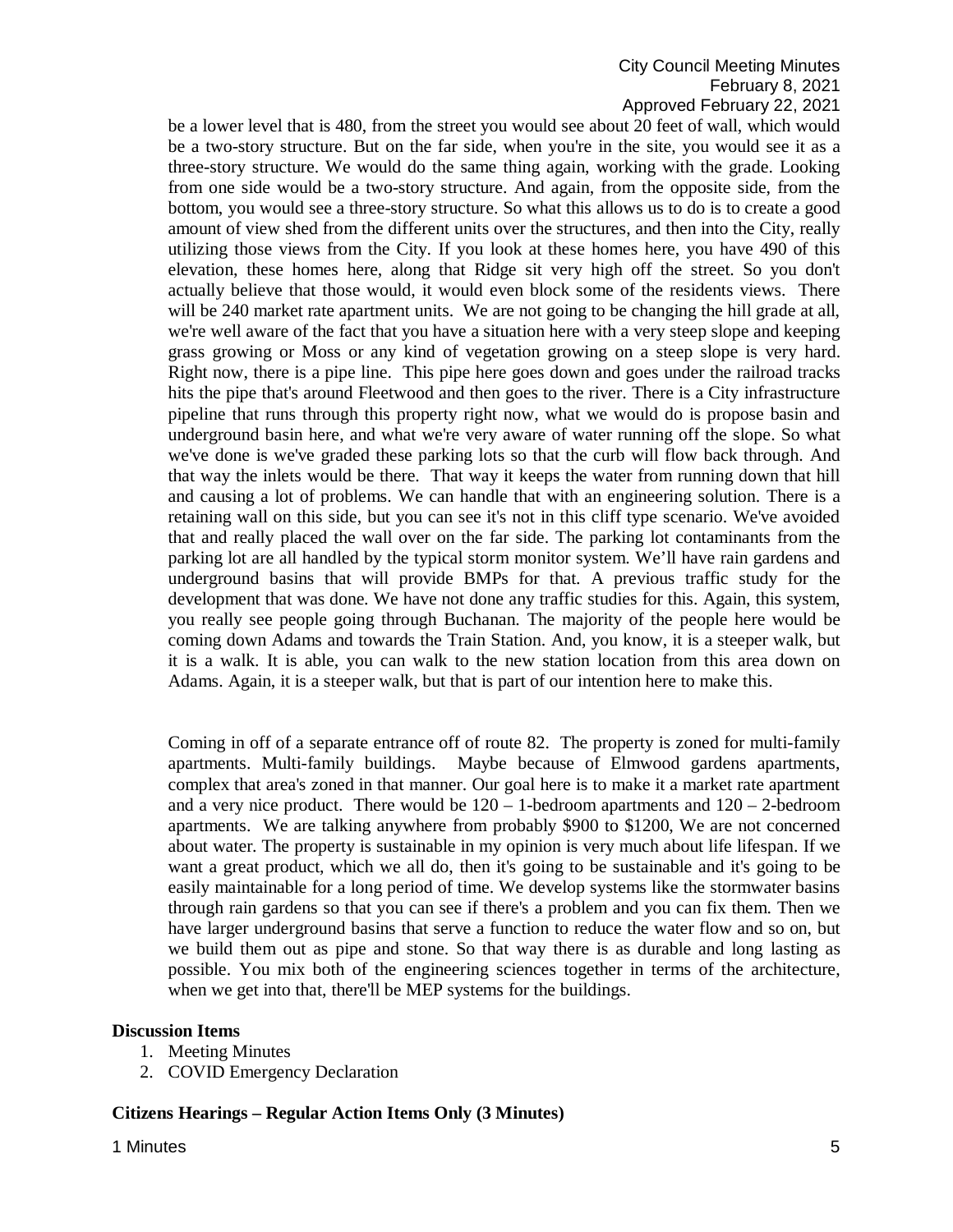be a lower level that is 480, from the street you would see about 20 feet of wall, which would be a two-story structure. But on the far side, when you're in the site, you would see it as a three-story structure. We would do the same thing again, working with the grade. Looking from one side would be a two-story structure. And again, from the opposite side, from the bottom, you would see a three-story structure. So what this allows us to do is to create a good amount of view shed from the different units over the structures, and then into the City, really utilizing those views from the City. If you look at these homes here, you have 490 of this elevation, these homes here, along that Ridge sit very high off the street. So you don't actually believe that those would, it would even block some of the residents views. There will be 240 market rate apartment units. We are not going to be changing the hill grade at all, we're well aware of the fact that you have a situation here with a very steep slope and keeping grass growing or Moss or any kind of vegetation growing on a steep slope is very hard. Right now, there is a pipe line. This pipe here goes down and goes under the railroad tracks hits the pipe that's around Fleetwood and then goes to the river. There is a City infrastructure pipeline that runs through this property right now, what we would do is propose basin and underground basin here, and what we're very aware of water running off the slope. So what we've done is we've graded these parking lots so that the curb will flow back through. And that way the inlets would be there. That way it keeps the water from running down that hill and causing a lot of problems. We can handle that with an engineering solution. There is a retaining wall on this side, but you can see it's not in this cliff type scenario. We've avoided that and really placed the wall over on the far side. The parking lot contaminants from the parking lot are all handled by the typical storm monitor system. We'll have rain gardens and underground basins that will provide BMPs for that. A previous traffic study for the development that was done. We have not done any traffic studies for this. Again, this system, you really see people going through Buchanan. The majority of the people here would be coming down Adams and towards the Train Station. And, you know, it is a steeper walk, but it is a walk. It is able, you can walk to the new station location from this area down on Adams. Again, it is a steeper walk, but that is part of our intention here to make this.

Coming in off of a separate entrance off of route 82. The property is zoned for multi-family apartments. Multi-family buildings. Maybe because of Elmwood gardens apartments, complex that area's zoned in that manner. Our goal here is to make it a market rate apartment and a very nice product. There would be 120 – 1-bedroom apartments and 120 – 2-bedroom apartments. We are talking anywhere from probably $900 to $1200, We are not concerned about water. The property is sustainable in my opinion is very much about life lifespan. If we want a great product, which we all do, then it's going to be sustainable and it's going to be easily maintainable for a long period of time. We develop systems like the stormwater basins through rain gardens so that you can see if there's a problem and you can fix them. Then we have larger underground basins that serve a function to reduce the water flow and so on, but we build them out as pipe and stone. So that way there is as durable and long lasting as possible. You mix both of the engineering sciences together in terms of the architecture, when we get into that, there'll be MEP systems for the buildings.

**Discussion Items**

1. Meeting Minutes
2. COVID Emergency Declaration

**Citizens Hearings – Regular Action Items Only (3 Minutes)**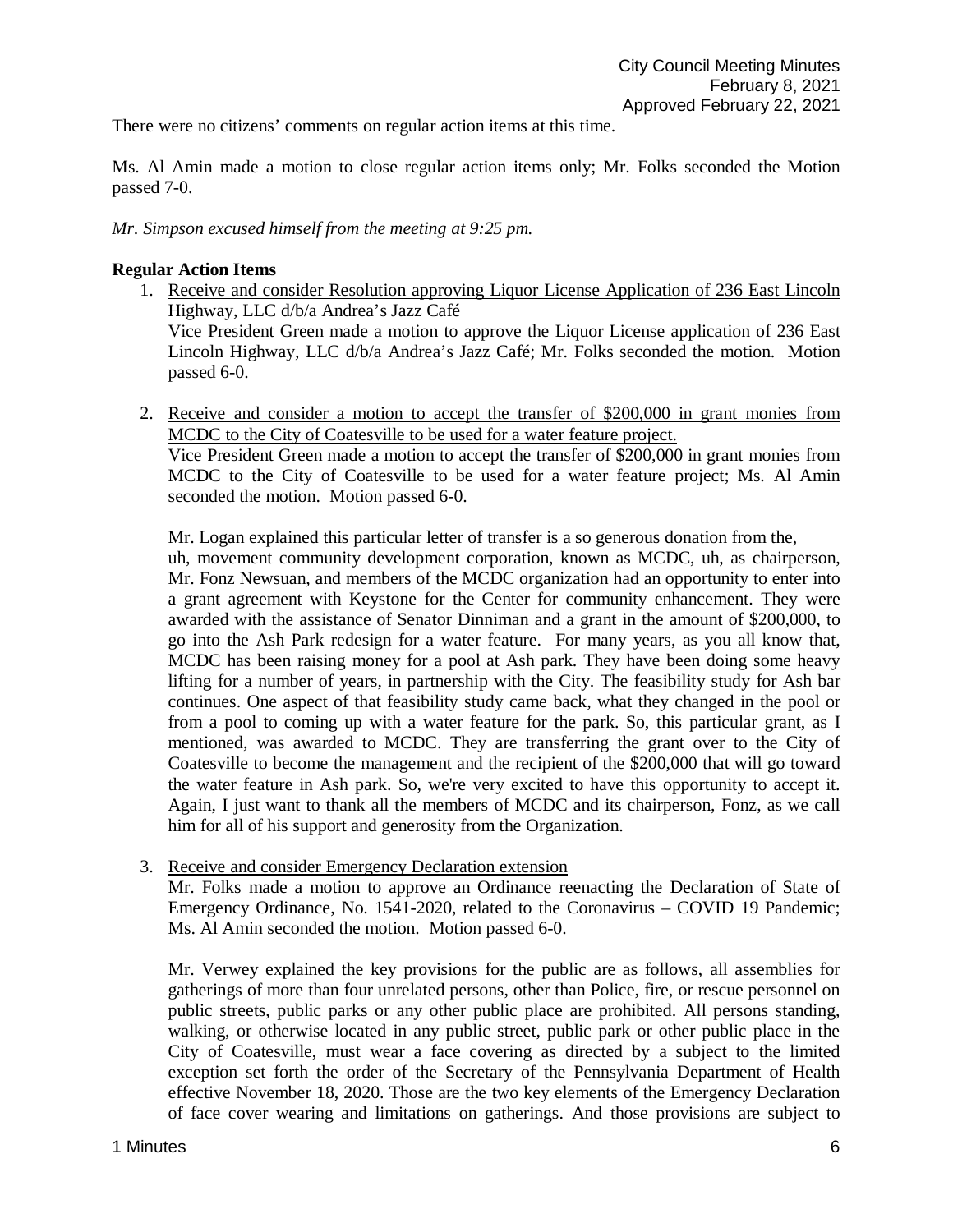There were no citizens' comments on regular action items at this time.

Ms. Al Amin made a motion to close regular action items only; Mr. Folks seconded the Motion passed 7-0.

*Mr. Simpson excused himself from the meeting at 9:25 pm.*

**Regular Action Items**

1. Receive and consider Resolution approving Liquor License Application of 236 East Lincoln Highway, LLC d/b/a Andrea's Jazz Café

   Vice President Green made a motion to approve the Liquor License application of 236 East Lincoln Highway, LLC d/b/a Andrea's Jazz Café; Mr. Folks seconded the motion. Motion passed 6-0.

2. Receive and consider a motion to accept the transfer of $200,000 in grant monies from MCDC to the City of Coatesville to be used for a water feature project.

   Vice President Green made a motion to accept the transfer of $200,000 in grant monies from MCDC to the City of Coatesville to be used for a water feature project; Ms. Al Amin seconded the motion. Motion passed 6-0.

   Mr. Logan explained this particular letter of transfer is a so generous donation from the, uh, movement community development corporation, known as MCDC, uh, as chairperson, Mr. Fonz Newsuan, and members of the MCDC organization had an opportunity to enter into a grant agreement with Keystone for the Center for community enhancement. They were awarded with the assistance of Senator Dinniman and a grant in the amount of $200,000, to go into the Ash Park redesign for a water feature. For many years, as you all know that, MCDC has been raising money for a pool at Ash park. They have been doing some heavy lifting for a number of years, in partnership with the City. The feasibility study for Ash bar continues. One aspect of that feasibility study came back, what they changed in the pool or from a pool to coming up with a water feature for the park. So, this particular grant, as I mentioned, was awarded to MCDC. They are transferring the grant over to the City of Coatesville to become the management and the recipient of the $200,000 that will go toward the water feature in Ash park. So, we're very excited to have this opportunity to accept it. Again, I just want to thank all the members of MCDC and its chairperson, Fonz, as we call him for all of his support and generosity from the Organization.

3. Receive and consider Emergency Declaration extension

   Mr. Folks made a motion to approve an Ordinance reenacting the Declaration of State of Emergency Ordinance, No. 1541-2020, related to the Coronavirus – COVID 19 Pandemic; Ms. Al Amin seconded the motion. Motion passed 6-0.

   Mr. Verwey explained the key provisions for the public are as follows, all assemblies for gatherings of more than four unrelated persons, other than Police, fire, or rescue personnel on public streets, public parks or any other public place are prohibited. All persons standing, walking, or otherwise located in any public street, public park or other public place in the City of Coatesville, must wear a face covering as directed by a subject to the limited exception set forth the order of the Secretary of the Pennsylvania Department of Health effective November 18, 2020. Those are the two key elements of the Emergency Declaration of face cover wearing and limitations on gatherings. And those provisions are subject to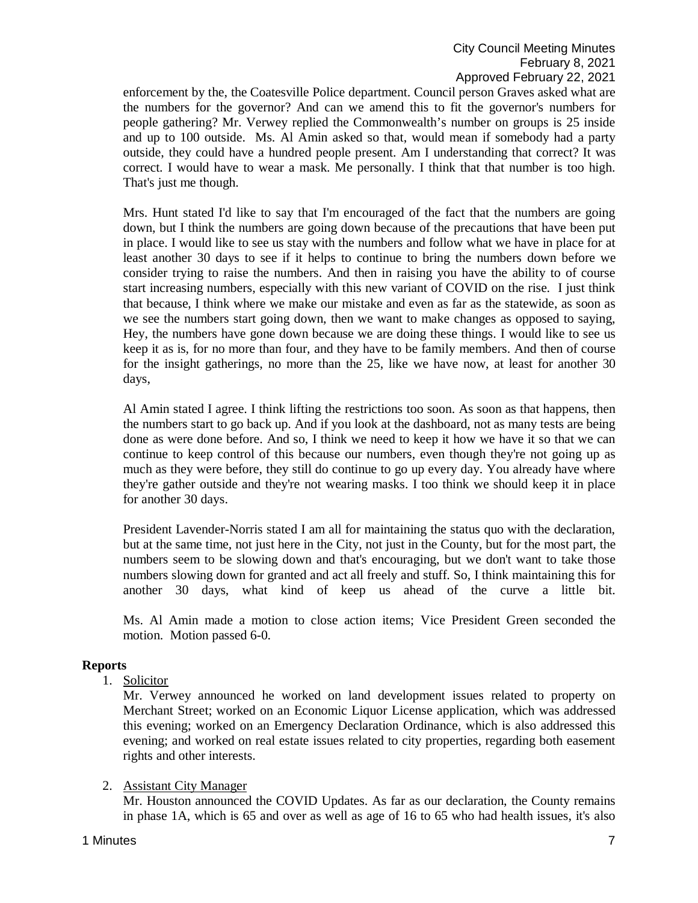enforcement by the, the Coatesville Police department. Council person Graves asked what are the numbers for the governor? And can we amend this to fit the governor's numbers for people gathering? Mr. Verwey replied the Commonwealth's number on groups is 25 inside and up to 100 outside. Ms. Al Amin asked so that, would mean if somebody had a party outside, they could have a hundred people present. Am I understanding that correct? It was correct. I would have to wear a mask. Me personally. I think that that number is too high. That's just me though.

Mrs. Hunt stated I'd like to say that I'm encouraged of the fact that the numbers are going down, but I think the numbers are going down because of the precautions that have been put in place. I would like to see us stay with the numbers and follow what we have in place for at least another 30 days to see if it helps to continue to bring the numbers down before we consider trying to raise the numbers. And then in raising you have the ability to of course start increasing numbers, especially with this new variant of COVID on the rise. I just think that because, I think where we make our mistake and even as far as the statewide, as soon as we see the numbers start going down, then we want to make changes as opposed to saying, Hey, the numbers have gone down because we are doing these things. I would like to see us keep it as is, for no more than four, and they have to be family members. And then of course for the insight gatherings, no more than the 25, like we have now, at least for another 30 days,

Al Amin stated I agree. I think lifting the restrictions too soon. As soon as that happens, then the numbers start to go back up. And if you look at the dashboard, not as many tests are being done as were done before. And so, I think we need to keep it how we have it so that we can continue to keep control of this because our numbers, even though they're not going up as much as they were before, they still do continue to go up every day. You already have where they're gather outside and they're not wearing masks. I too think we should keep it in place for another 30 days.

President Lavender-Norris stated I am all for maintaining the status quo with the declaration, but at the same time, not just here in the City, not just in the County, but for the most part, the numbers seem to be slowing down and that's encouraging, but we don't want to take those numbers slowing down for granted and act all freely and stuff. So, I think maintaining this for another 30 days, what kind of keep us ahead of the curve a little bit.

Ms. Al Amin made a motion to close action items; Vice President Green seconded the motion. Motion passed 6-0.

## Reports

1. Solicitor

   Mr. Verwey announced he worked on land development issues related to property on Merchant Street; worked on an Economic Liquor License application, which was addressed this evening; worked on an Emergency Declaration Ordinance, which is also addressed this evening; and worked on real estate issues related to city properties, regarding both easement rights and other interests.

2. Assistant City Manager

   Mr. Houston announced the COVID Updates. As far as our declaration, the County remains in phase 1A, which is 65 and over as well as age of 16 to 65 who had health issues, it's also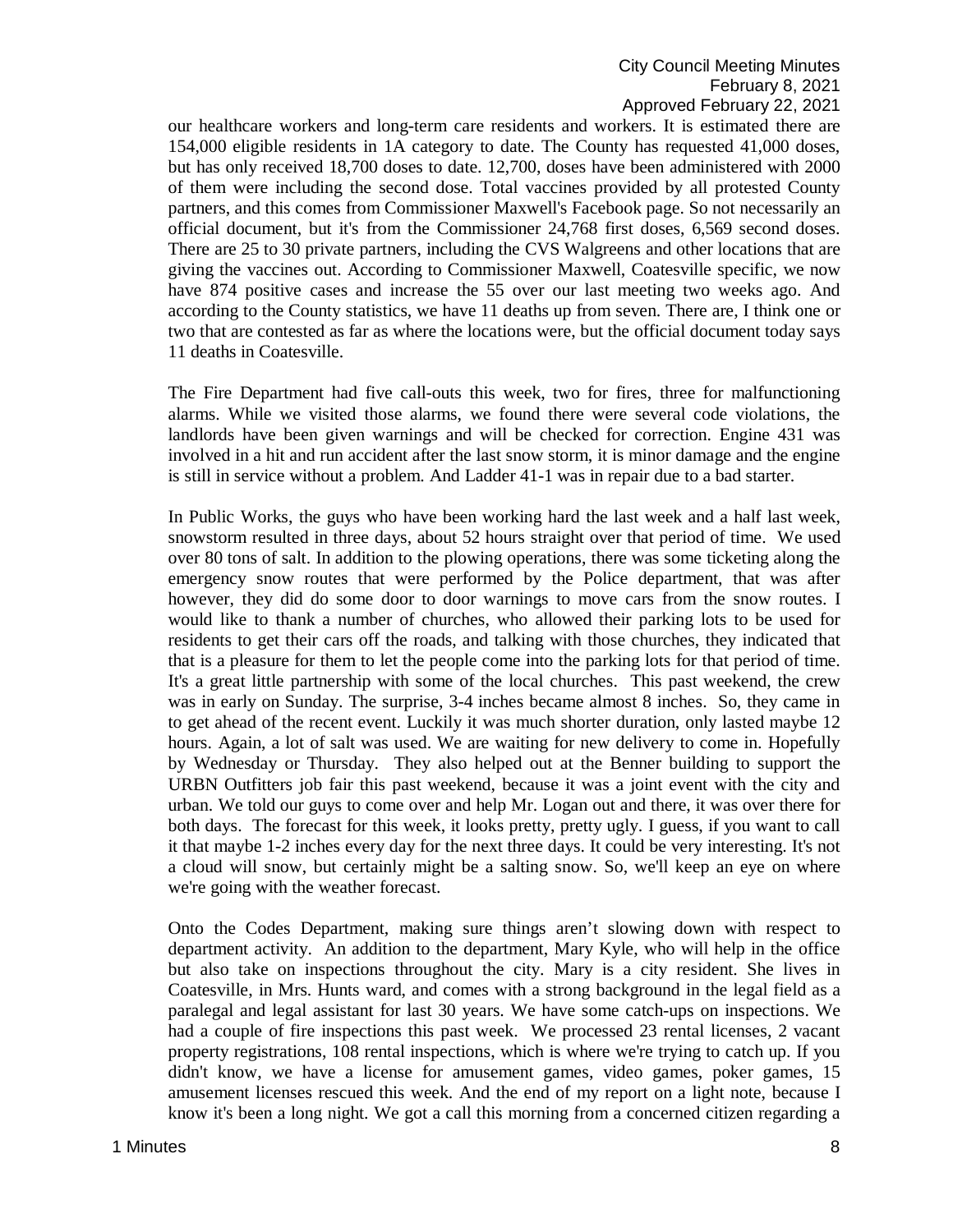our healthcare workers and long-term care residents and workers. It is estimated there are 154,000 eligible residents in 1A category to date. The County has requested 41,000 doses, but has only received 18,700 doses to date. 12,700, doses have been administered with 2000 of them were including the second dose. Total vaccines provided by all protested County partners, and this comes from Commissioner Maxwell's Facebook page. So not necessarily an official document, but it's from the Commissioner 24,768 first doses, 6,569 second doses. There are 25 to 30 private partners, including the CVS Walgreens and other locations that are giving the vaccines out. According to Commissioner Maxwell, Coatesville specific, we now have 874 positive cases and increase the 55 over our last meeting two weeks ago. And according to the County statistics, we have 11 deaths up from seven. There are, I think one or two that are contested as far as where the locations were, but the official document today says 11 deaths in Coatesville.

The Fire Department had five call-outs this week, two for fires, three for malfunctioning alarms. While we visited those alarms, we found there were several code violations, the landlords have been given warnings and will be checked for correction. Engine 431 was involved in a hit and run accident after the last snow storm, it is minor damage and the engine is still in service without a problem. And Ladder 41-1 was in repair due to a bad starter.

In Public Works, the guys who have been working hard the last week and a half last week, snowstorm resulted in three days, about 52 hours straight over that period of time. We used over 80 tons of salt. In addition to the plowing operations, there was some ticketing along the emergency snow routes that were performed by the Police department, that was after however, they did do some door to door warnings to move cars from the snow routes. I would like to thank a number of churches, who allowed their parking lots to be used for residents to get their cars off the roads, and talking with those churches, they indicated that that is a pleasure for them to let the people come into the parking lots for that period of time. It's a great little partnership with some of the local churches. This past weekend, the crew was in early on Sunday. The surprise, 3-4 inches became almost 8 inches. So, they came in to get ahead of the recent event. Luckily it was much shorter duration, only lasted maybe 12 hours. Again, a lot of salt was used. We are waiting for new delivery to come in. Hopefully by Wednesday or Thursday. They also helped out at the Benner building to support the URBN Outfitters job fair this past weekend, because it was a joint event with the city and urban. We told our guys to come over and help Mr. Logan out and there, it was over there for both days. The forecast for this week, it looks pretty, pretty ugly. I guess, if you want to call it that maybe 1-2 inches every day for the next three days. It could be very interesting. It's not a cloud will snow, but certainly might be a salting snow. So, we'll keep an eye on where we're going with the weather forecast.

Onto the Codes Department, making sure things aren't slowing down with respect to department activity. An addition to the department, Mary Kyle, who will help in the office but also take on inspections throughout the city. Mary is a city resident. She lives in Coatesville, in Mrs. Hunts ward, and comes with a strong background in the legal field as a paralegal and legal assistant for last 30 years. We have some catch-ups on inspections. We had a couple of fire inspections this past week. We processed 23 rental licenses, 2 vacant property registrations, 108 rental inspections, which is where we're trying to catch up. If you didn't know, we have a license for amusement games, video games, poker games, 15 amusement licenses rescued this week. And the end of my report on a light note, because I know it's been a long night. We got a call this morning from a concerned citizen regarding a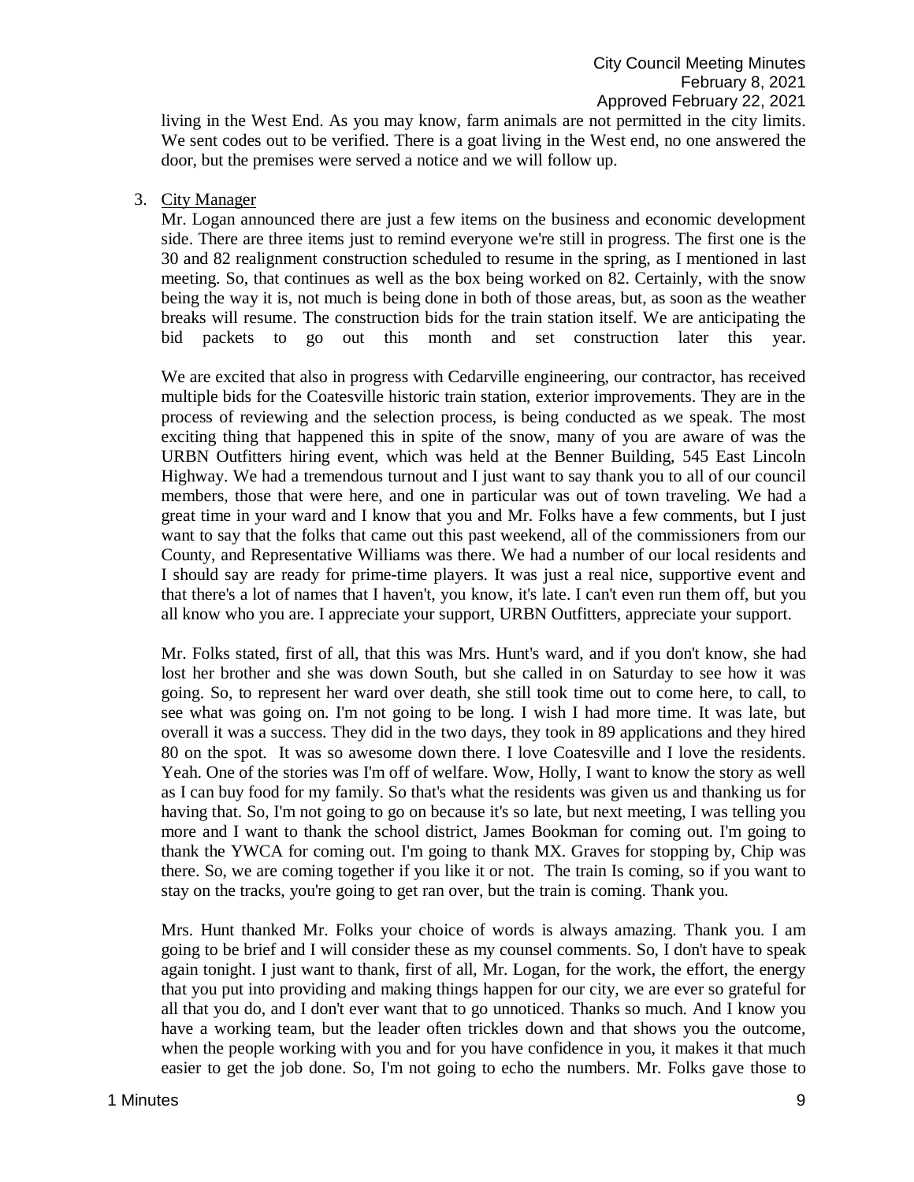living in the West End. As you may know, farm animals are not permitted in the city limits. We sent codes out to be verified. There is a goat living in the West end, no one answered the door, but the premises were served a notice and we will follow up.

3. City Manager

Mr. Logan announced there are just a few items on the business and economic development side. There are three items just to remind everyone we're still in progress. The first one is the 30 and 82 realignment construction scheduled to resume in the spring, as I mentioned in last meeting. So, that continues as well as the box being worked on 82. Certainly, with the snow being the way it is, not much is being done in both of those areas, but, as soon as the weather breaks will resume. The construction bids for the train station itself. We are anticipating the bid packets to go out this month and set construction later this year.

We are excited that also in progress with Cedarville engineering, our contractor, has received multiple bids for the Coatesville historic train station, exterior improvements. They are in the process of reviewing and the selection process, is being conducted as we speak. The most exciting thing that happened this in spite of the snow, many of you are aware of was the URBN Outfitters hiring event, which was held at the Benner Building, 545 East Lincoln Highway. We had a tremendous turnout and I just want to say thank you to all of our council members, those that were here, and one in particular was out of town traveling. We had a great time in your ward and I know that you and Mr. Folks have a few comments, but I just want to say that the folks that came out this past weekend, all of the commissioners from our County, and Representative Williams was there. We had a number of our local residents and I should say are ready for prime-time players. It was just a real nice, supportive event and that there's a lot of names that I haven't, you know, it's late. I can't even run them off, but you all know who you are. I appreciate your support, URBN Outfitters, appreciate your support.

Mr. Folks stated, first of all, that this was Mrs. Hunt's ward, and if you don't know, she had lost her brother and she was down South, but she called in on Saturday to see how it was going. So, to represent her ward over death, she still took time out to come here, to call, to see what was going on. I'm not going to be long. I wish I had more time. It was late, but overall it was a success. They did in the two days, they took in 89 applications and they hired 80 on the spot. It was so awesome down there. I love Coatesville and I love the residents. Yeah. One of the stories was I'm off of welfare. Wow, Holly, I want to know the story as well as I can buy food for my family. So that's what the residents was given us and thanking us for having that. So, I'm not going to go on because it's so late, but next meeting, I was telling you more and I want to thank the school district, James Bookman for coming out. I'm going to thank the YWCA for coming out. I'm going to thank MX. Graves for stopping by, Chip was there. So, we are coming together if you like it or not. The train Is coming, so if you want to stay on the tracks, you're going to get ran over, but the train is coming. Thank you.

Mrs. Hunt thanked Mr. Folks your choice of words is always amazing. Thank you. I am going to be brief and I will consider these as my counsel comments. So, I don't have to speak again tonight. I just want to thank, first of all, Mr. Logan, for the work, the effort, the energy that you put into providing and making things happen for our city, we are ever so grateful for all that you do, and I don't ever want that to go unnoticed. Thanks so much. And I know you have a working team, but the leader often trickles down and that shows you the outcome, when the people working with you and for you have confidence in you, it makes it that much easier to get the job done. So, I'm not going to echo the numbers. Mr. Folks gave those to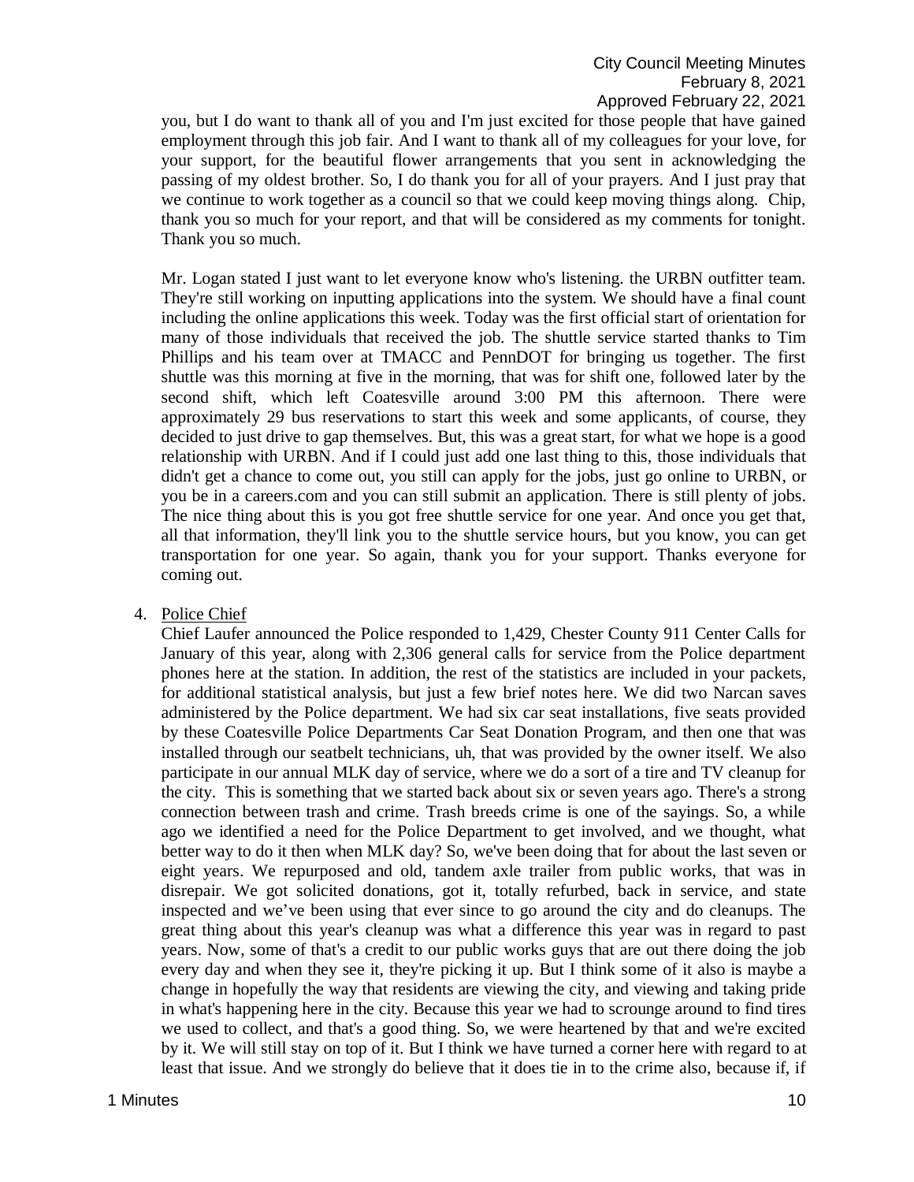you, but I do want to thank all of you and I'm just excited for those people that have gained employment through this job fair. And I want to thank all of my colleagues for your love, for your support, for the beautiful flower arrangements that you sent in acknowledging the passing of my oldest brother. So, I do thank you for all of your prayers. And I just pray that we continue to work together as a council so that we could keep moving things along. Chip, thank you so much for your report, and that will be considered as my comments for tonight. Thank you so much.

Mr. Logan stated I just want to let everyone know who's listening. the URBN outfitter team. They're still working on inputting applications into the system. We should have a final count including the online applications this week. Today was the first official start of orientation for many of those individuals that received the job. The shuttle service started thanks to Tim Phillips and his team over at TMACC and PennDOT for bringing us together. The first shuttle was this morning at five in the morning, that was for shift one, followed later by the second shift, which left Coatesville around 3:00 PM this afternoon. There were approximately 29 bus reservations to start this week and some applicants, of course, they decided to just drive to gap themselves. But, this was a great start, for what we hope is a good relationship with URBN. And if I could just add one last thing to this, those individuals that didn't get a chance to come out, you still can apply for the jobs, just go online to URBN, or you be in a careers.com and you can still submit an application. There is still plenty of jobs. The nice thing about this is you got free shuttle service for one year. And once you get that, all that information, they'll link you to the shuttle service hours, but you know, you can get transportation for one year. So again, thank you for your support. Thanks everyone for coming out.

4. Police Chief

   Chief Laufer announced the Police responded to 1,429, Chester County 911 Center Calls for January of this year, along with 2,306 general calls for service from the Police department phones here at the station. In addition, the rest of the statistics are included in your packets, for additional statistical analysis, but just a few brief notes here. We did two Narcan saves administered by the Police department. We had six car seat installations, five seats provided by these Coatesville Police Departments Car Seat Donation Program, and then one that was installed through our seatbelt technicians, uh, that was provided by the owner itself. We also participate in our annual MLK day of service, where we do a sort of a tire and TV cleanup for the city. This is something that we started back about six or seven years ago. There's a strong connection between trash and crime. Trash breeds crime is one of the sayings. So, a while ago we identified a need for the Police Department to get involved, and we thought, what better way to do it then when MLK day? So, we've been doing that for about the last seven or eight years. We repurposed and old, tandem axle trailer from public works, that was in disrepair. We got solicited donations, got it, totally refurbed, back in service, and state inspected and we've been using that ever since to go around the city and do cleanups. The great thing about this year's cleanup was what a difference this year was in regard to past years. Now, some of that's a credit to our public works guys that are out there doing the job every day and when they see it, they're picking it up. But I think some of it also is maybe a change in hopefully the way that residents are viewing the city, and viewing and taking pride in what's happening here in the city. Because this year we had to scrounge around to find tires we used to collect, and that's a good thing. So, we were heartened by that and we're excited by it. We will still stay on top of it. But I think we have turned a corner here with regard to at least that issue. And we strongly do believe that it does tie in to the crime also, because if, if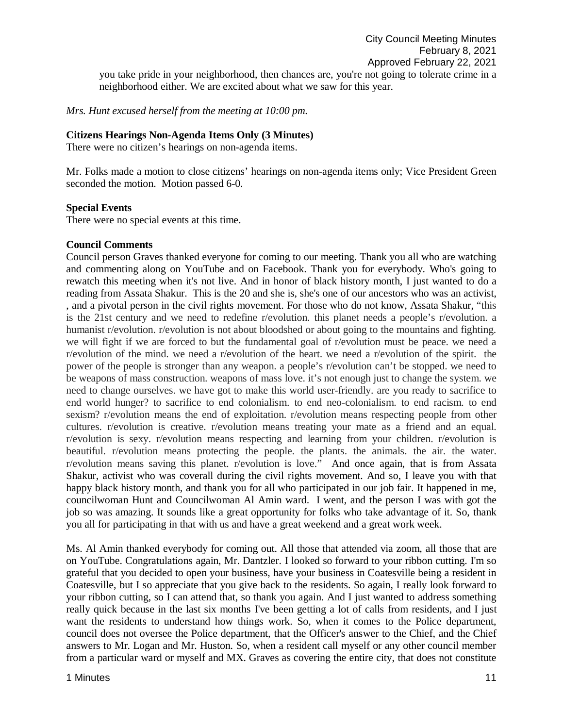you take pride in your neighborhood, then chances are, you're not going to tolerate crime in a neighborhood either. We are excited about what we saw for this year.

*Mrs. Hunt excused herself from the meeting at 10:00 pm.*

**Citizens Hearings Non-Agenda Items Only (3 Minutes)**
There were no citizen's hearings on non-agenda items.

Mr. Folks made a motion to close citizens' hearings on non-agenda items only; Vice President Green seconded the motion. Motion passed 6-0.

**Special Events**
There were no special events at this time.

**Council Comments**
Council person Graves thanked everyone for coming to our meeting. Thank you all who are watching and commenting along on YouTube and on Facebook. Thank you for everybody. Who's going to rewatch this meeting when it's not live. And in honor of black history month, I just wanted to do a reading from Assata Shakur. This is the 20 and she is, she's one of our ancestors who was an activist, , and a pivotal person in the civil rights movement. For those who do not know, Assata Shakur, "this is the 21st century and we need to redefine r/evolution. this planet needs a people's r/evolution. a humanist r/evolution. r/evolution is not about bloodshed or about going to the mountains and fighting. we will fight if we are forced to but the fundamental goal of r/evolution must be peace. we need a r/evolution of the mind. we need a r/evolution of the heart. we need a r/evolution of the spirit. the power of the people is stronger than any weapon. a people's r/evolution can't be stopped. we need to be weapons of mass construction. weapons of mass love. it's not enough just to change the system. we need to change ourselves. we have got to make this world user-friendly. are you ready to sacrifice to end world hunger? to sacrifice to end colonialism. to end neo-colonialism. to end racism. to end sexism? r/evolution means the end of exploitation. r/evolution means respecting people from other cultures. r/evolution is creative. r/evolution means treating your mate as a friend and an equal. r/evolution is sexy. r/evolution means respecting and learning from your children. r/evolution is beautiful. r/evolution means protecting the people. the plants. the animals. the air. the water. r/evolution means saving this planet. r/evolution is love." And once again, that is from Assata Shakur, activist who was coverall during the civil rights movement. And so, I leave you with that happy black history month, and thank you for all who participated in our job fair. It happened in me, councilwoman Hunt and Councilwoman Al Amin ward. I went, and the person I was with got the job so was amazing. It sounds like a great opportunity for folks who take advantage of it. So, thank you all for participating in that with us and have a great weekend and a great work week.

Ms. Al Amin thanked everybody for coming out. All those that attended via zoom, all those that are on YouTube. Congratulations again, Mr. Dantzler. I looked so forward to your ribbon cutting. I'm so grateful that you decided to open your business, have your business in Coatesville being a resident in Coatesville, but I so appreciate that you give back to the residents. So again, I really look forward to your ribbon cutting, so I can attend that, so thank you again. And I just wanted to address something really quick because in the last six months I've been getting a lot of calls from residents, and I just want the residents to understand how things work. So, when it comes to the Police department, council does not oversee the Police department, that the Officer's answer to the Chief, and the Chief answers to Mr. Logan and Mr. Huston. So, when a resident call myself or any other council member from a particular ward or myself and MX. Graves as covering the entire city, that does not constitute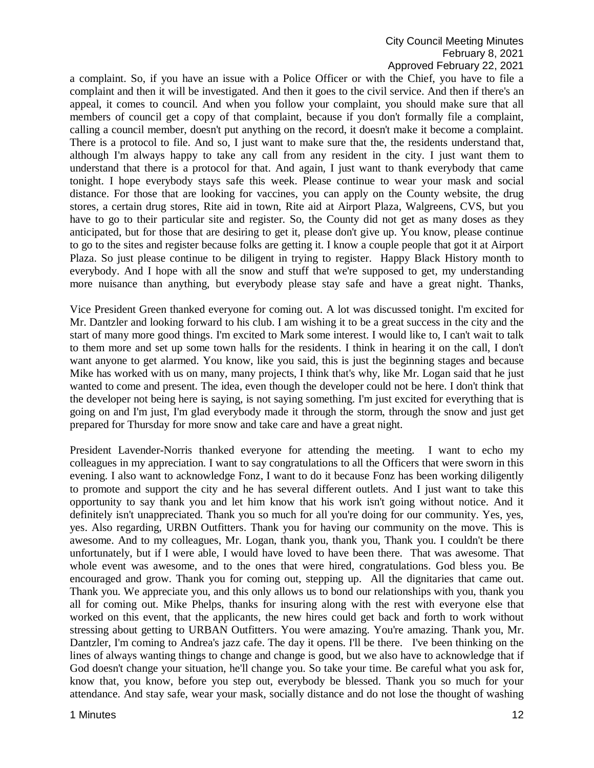a complaint. So, if you have an issue with a Police Officer or with the Chief, you have to file a complaint and then it will be investigated. And then it goes to the civil service. And then if there's an appeal, it comes to council. And when you follow your complaint, you should make sure that all members of council get a copy of that complaint, because if you don't formally file a complaint, calling a council member, doesn't put anything on the record, it doesn't make it become a complaint. There is a protocol to file. And so, I just want to make sure that the, the residents understand that, although I'm always happy to take any call from any resident in the city. I just want them to understand that there is a protocol for that. And again, I just want to thank everybody that came tonight. I hope everybody stays safe this week. Please continue to wear your mask and social distance. For those that are looking for vaccines, you can apply on the County website, the drug stores, a certain drug stores, Rite aid in town, Rite aid at Airport Plaza, Walgreens, CVS, but you have to go to their particular site and register. So, the County did not get as many doses as they anticipated, but for those that are desiring to get it, please don't give up. You know, please continue to go to the sites and register because folks are getting it. I know a couple people that got it at Airport Plaza. So just please continue to be diligent in trying to register. Happy Black History month to everybody. And I hope with all the snow and stuff that we're supposed to get, my understanding more nuisance than anything, but everybody please stay safe and have a great night. Thanks,

Vice President Green thanked everyone for coming out. A lot was discussed tonight. I'm excited for Mr. Dantzler and looking forward to his club. I am wishing it to be a great success in the city and the start of many more good things. I'm excited to Mark some interest. I would like to, I can't wait to talk to them more and set up some town halls for the residents. I think in hearing it on the call, I don't want anyone to get alarmed. You know, like you said, this is just the beginning stages and because Mike has worked with us on many, many projects, I think that's why, like Mr. Logan said that he just wanted to come and present. The idea, even though the developer could not be here. I don't think that the developer not being here is saying, is not saying something. I'm just excited for everything that is going on and I'm just, I'm glad everybody made it through the storm, through the snow and just get prepared for Thursday for more snow and take care and have a great night.

President Lavender-Norris thanked everyone for attending the meeting. I want to echo my colleagues in my appreciation. I want to say congratulations to all the Officers that were sworn in this evening. I also want to acknowledge Fonz, I want to do it because Fonz has been working diligently to promote and support the city and he has several different outlets. And I just want to take this opportunity to say thank you and let him know that his work isn't going without notice. And it definitely isn't unappreciated. Thank you so much for all you're doing for our community. Yes, yes, yes. Also regarding, URBN Outfitters. Thank you for having our community on the move. This is awesome. And to my colleagues, Mr. Logan, thank you, thank you, Thank you. I couldn't be there unfortunately, but if I were able, I would have loved to have been there. That was awesome. That whole event was awesome, and to the ones that were hired, congratulations. God bless you. Be encouraged and grow. Thank you for coming out, stepping up. All the dignitaries that came out. Thank you. We appreciate you, and this only allows us to bond our relationships with you, thank you all for coming out. Mike Phelps, thanks for insuring along with the rest with everyone else that worked on this event, that the applicants, the new hires could get back and forth to work without stressing about getting to URBAN Outfitters. You were amazing. You're amazing. Thank you, Mr. Dantzler, I'm coming to Andrea's jazz cafe. The day it opens. I'll be there. I've been thinking on the lines of always wanting things to change and change is good, but we also have to acknowledge that if God doesn't change your situation, he'll change you. So take your time. Be careful what you ask for, know that, you know, before you step out, everybody be blessed. Thank you so much for your attendance. And stay safe, wear your mask, socially distance and do not lose the thought of washing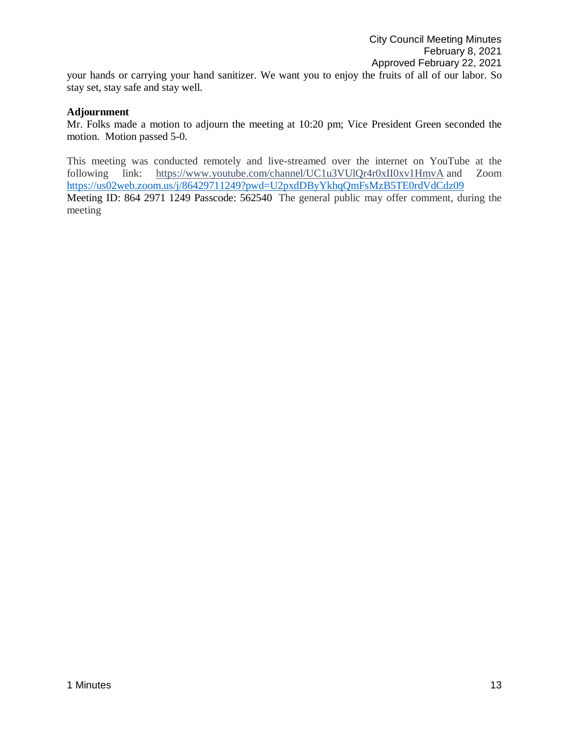your hands or carrying your hand sanitizer. We want you to enjoy the fruits of all of our labor. So stay set, stay safe and stay well.

**Adjournment**

Mr. Folks made a motion to adjourn the meeting at 10:20 pm; Vice President Green seconded the motion. Motion passed 5-0.

This meeting was conducted remotely and live-streamed over the internet on YouTube at the following link: https://www.youtube.com/channel/UC1u3VUlQr4r0xII0xv1HmvA and Zoom https://us02web.zoom.us/j/86429711249?pwd=U2pxdDByYkhqQmFsMzB5TE0rdVdCdz09
Meeting ID: 864 2971 1249 Passcode: 562540 The general public may offer comment, during the meeting